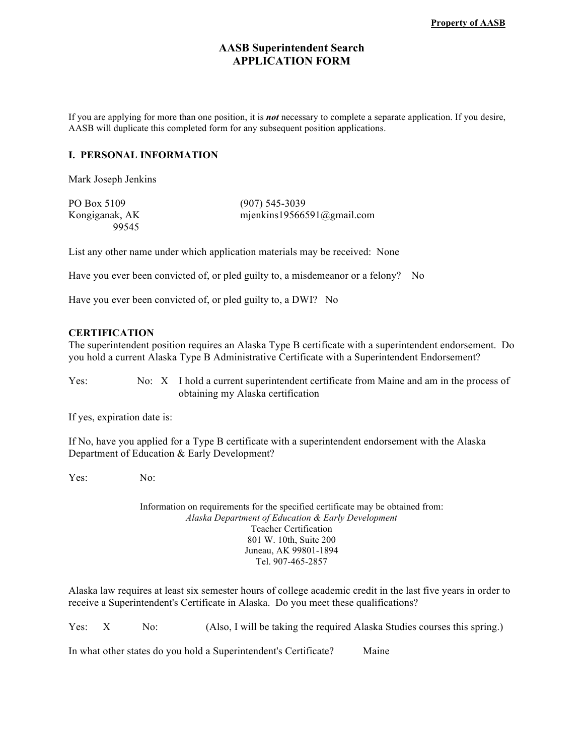**Property of AASB**

# AASB Superintendent Search
# APPLICATION FORM

If you are applying for more than one position, it is ***not*** necessary to complete a separate application. If you desire, AASB will duplicate this completed form for any subsequent position applications.

## I. PERSONAL INFORMATION

Mark Joseph Jenkins

PO Box 5109
Kongiganak, AK
99545

(907) 545-3039
mjenkins19566591@gmail.com

List any other name under which application materials may be received: None

Have you ever been convicted of, or pled guilty to, a misdemeanor or a felony? No

Have you ever been convicted of, or pled guilty to, a DWI? No

### CERTIFICATION

The superintendent position requires an Alaska Type B certificate with a superintendent endorsement. Do you hold a current Alaska Type B Administrative Certificate with a Superintendent Endorsement?

Yes: No: X I hold a current superintendent certificate from Maine and am in the process of obtaining my Alaska certification

If yes, expiration date is:

If No, have you applied for a Type B certificate with a superintendent endorsement with the Alaska Department of Education & Early Development?

Yes: No:

Information on requirements for the specified certificate may be obtained from:
*Alaska Department of Education & Early Development*
Teacher Certification
801 W. 10th, Suite 200
Juneau, AK 99801-1894
Tel. 907-465-2857

Alaska law requires at least six semester hours of college academic credit in the last five years in order to receive a Superintendent's Certificate in Alaska. Do you meet these qualifications?

Yes: X No: (Also, I will be taking the required Alaska Studies courses this spring.)

In what other states do you hold a Superintendent's Certificate? Maine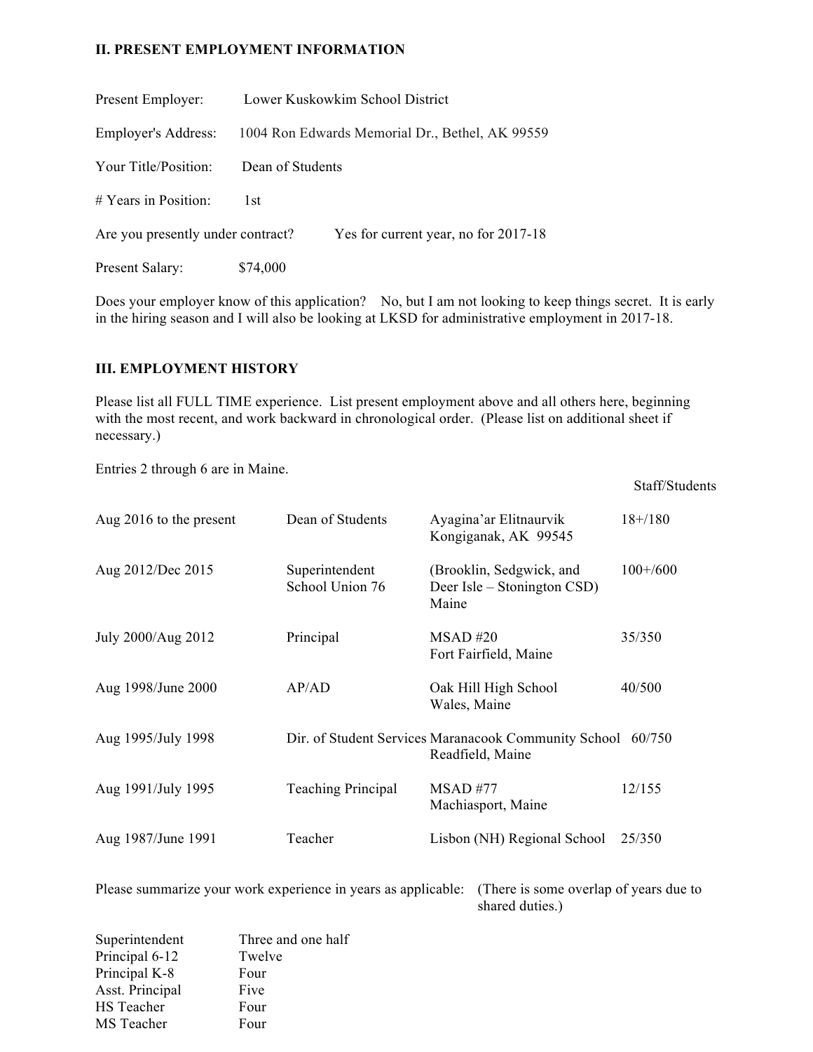## II. PRESENT EMPLOYMENT INFORMATION

Present Employer: Lower Kuskowkim School District

Employer's Address: 1004 Ron Edwards Memorial Dr., Bethel, AK 99559

Your Title/Position: Dean of Students

# Years in Position: 1st

Are you presently under contract? Yes for current year, no for 2017-18

Present Salary: $74,000

Does your employer know of this application? No, but I am not looking to keep things secret. It is early in the hiring season and I will also be looking at LKSD for administrative employment in 2017-18.

## III. EMPLOYMENT HISTORY

Please list all FULL TIME experience. List present employment above and all others here, beginning with the most recent, and work backward in chronological order. (Please list on additional sheet if necessary.)

Entries 2 through 6 are in Maine.

| | | | Staff/Students |
|---|---|---|---|
| Aug 2016 to the present | Dean of Students | Ayagina'ar Elitnaurvik Kongiganak, AK 99545 | 18+/180 |
| Aug 2012/Dec 2015 | Superintendent School Union 76 | (Brooklin, Sedgwick, and Deer Isle – Stonington CSD) Maine | 100+/600 |
| July 2000/Aug 2012 | Principal | MSAD #20 Fort Fairfield, Maine | 35/350 |
| Aug 1998/June 2000 | AP/AD | Oak Hill High School Wales, Maine | 40/500 |
| Aug 1995/July 1998 | Dir. of Student Services | Maranacook Community School Readfield, Maine | 60/750 |
| Aug 1991/July 1995 | Teaching Principal | MSAD #77 Machiasport, Maine | 12/155 |
| Aug 1987/June 1991 | Teacher | Lisbon (NH) Regional School | 25/350 |

Please summarize your work experience in years as applicable: (There is some overlap of years due to shared duties.)

| | |
|---|---|
| Superintendent | Three and one half |
| Principal 6-12 | Twelve |
| Principal K-8 | Four |
| Asst. Principal | Five |
| HS Teacher | Four |
| MS Teacher | Four |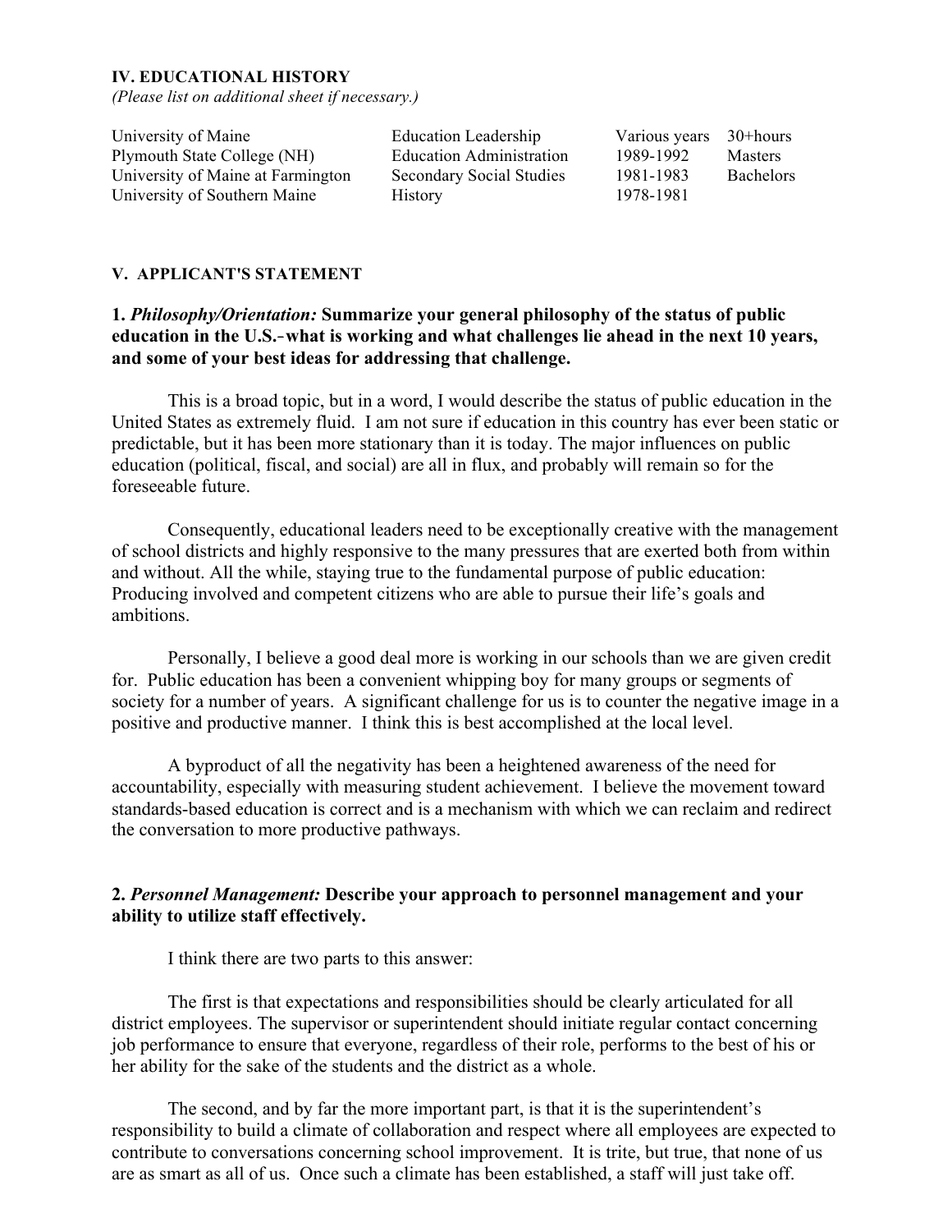**IV. EDUCATIONAL HISTORY**
*(Please list on additional sheet if necessary.)*

| | | | |
|---|---|---|---|
| University of Maine | Education Leadership | Various years | 30+hours |
| Plymouth State College (NH) | Education Administration | 1989-1992 | Masters |
| University of Maine at Farmington | Secondary Social Studies | 1981-1983 | Bachelors |
| University of Southern Maine | History | 1978-1981 | |

**V. APPLICANT'S STATEMENT**

**1.** ***Philosophy/Orientation:*** **Summarize your general philosophy of the status of public education in the U.S.-what is working and what challenges lie ahead in the next 10 years, and some of your best ideas for addressing that challenge.**

This is a broad topic, but in a word, I would describe the status of public education in the United States as extremely fluid. I am not sure if education in this country has ever been static or predictable, but it has been more stationary than it is today. The major influences on public education (political, fiscal, and social) are all in flux, and probably will remain so for the foreseeable future.

Consequently, educational leaders need to be exceptionally creative with the management of school districts and highly responsive to the many pressures that are exerted both from within and without. All the while, staying true to the fundamental purpose of public education: Producing involved and competent citizens who are able to pursue their life's goals and ambitions.

Personally, I believe a good deal more is working in our schools than we are given credit for. Public education has been a convenient whipping boy for many groups or segments of society for a number of years. A significant challenge for us is to counter the negative image in a positive and productive manner. I think this is best accomplished at the local level.

A byproduct of all the negativity has been a heightened awareness of the need for accountability, especially with measuring student achievement. I believe the movement toward standards-based education is correct and is a mechanism with which we can reclaim and redirect the conversation to more productive pathways.

**2.** ***Personnel Management:*** **Describe your approach to personnel management and your ability to utilize staff effectively.**

I think there are two parts to this answer:

The first is that expectations and responsibilities should be clearly articulated for all district employees. The supervisor or superintendent should initiate regular contact concerning job performance to ensure that everyone, regardless of their role, performs to the best of his or her ability for the sake of the students and the district as a whole.

The second, and by far the more important part, is that it is the superintendent's responsibility to build a climate of collaboration and respect where all employees are expected to contribute to conversations concerning school improvement. It is trite, but true, that none of us are as smart as all of us. Once such a climate has been established, a staff will just take off.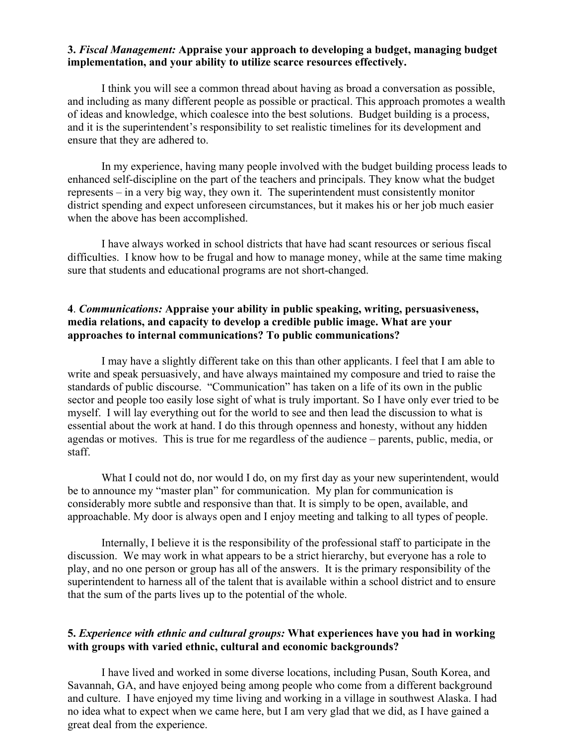**3.** ***Fiscal Management:*** **Appraise your approach to developing a budget, managing budget implementation, and your ability to utilize scarce resources effectively.**

I think you will see a common thread about having as broad a conversation as possible, and including as many different people as possible or practical. This approach promotes a wealth of ideas and knowledge, which coalesce into the best solutions. Budget building is a process, and it is the superintendent's responsibility to set realistic timelines for its development and ensure that they are adhered to.

In my experience, having many people involved with the budget building process leads to enhanced self-discipline on the part of the teachers and principals. They know what the budget represents – in a very big way, they own it. The superintendent must consistently monitor district spending and expect unforeseen circumstances, but it makes his or her job much easier when the above has been accomplished.

I have always worked in school districts that have had scant resources or serious fiscal difficulties. I know how to be frugal and how to manage money, while at the same time making sure that students and educational programs are not short-changed.

**4**. ***Communications:*** **Appraise your ability in public speaking, writing, persuasiveness, media relations, and capacity to develop a credible public image. What are your approaches to internal communications? To public communications?**

I may have a slightly different take on this than other applicants. I feel that I am able to write and speak persuasively, and have always maintained my composure and tried to raise the standards of public discourse. "Communication" has taken on a life of its own in the public sector and people too easily lose sight of what is truly important. So I have only ever tried to be myself. I will lay everything out for the world to see and then lead the discussion to what is essential about the work at hand. I do this through openness and honesty, without any hidden agendas or motives. This is true for me regardless of the audience – parents, public, media, or staff.

What I could not do, nor would I do, on my first day as your new superintendent, would be to announce my "master plan" for communication. My plan for communication is considerably more subtle and responsive than that. It is simply to be open, available, and approachable. My door is always open and I enjoy meeting and talking to all types of people.

Internally, I believe it is the responsibility of the professional staff to participate in the discussion. We may work in what appears to be a strict hierarchy, but everyone has a role to play, and no one person or group has all of the answers. It is the primary responsibility of the superintendent to harness all of the talent that is available within a school district and to ensure that the sum of the parts lives up to the potential of the whole.

**5.** ***Experience with ethnic and cultural groups:*** **What experiences have you had in working with groups with varied ethnic, cultural and economic backgrounds?**

I have lived and worked in some diverse locations, including Pusan, South Korea, and Savannah, GA, and have enjoyed being among people who come from a different background and culture. I have enjoyed my time living and working in a village in southwest Alaska. I had no idea what to expect when we came here, but I am very glad that we did, as I have gained a great deal from the experience.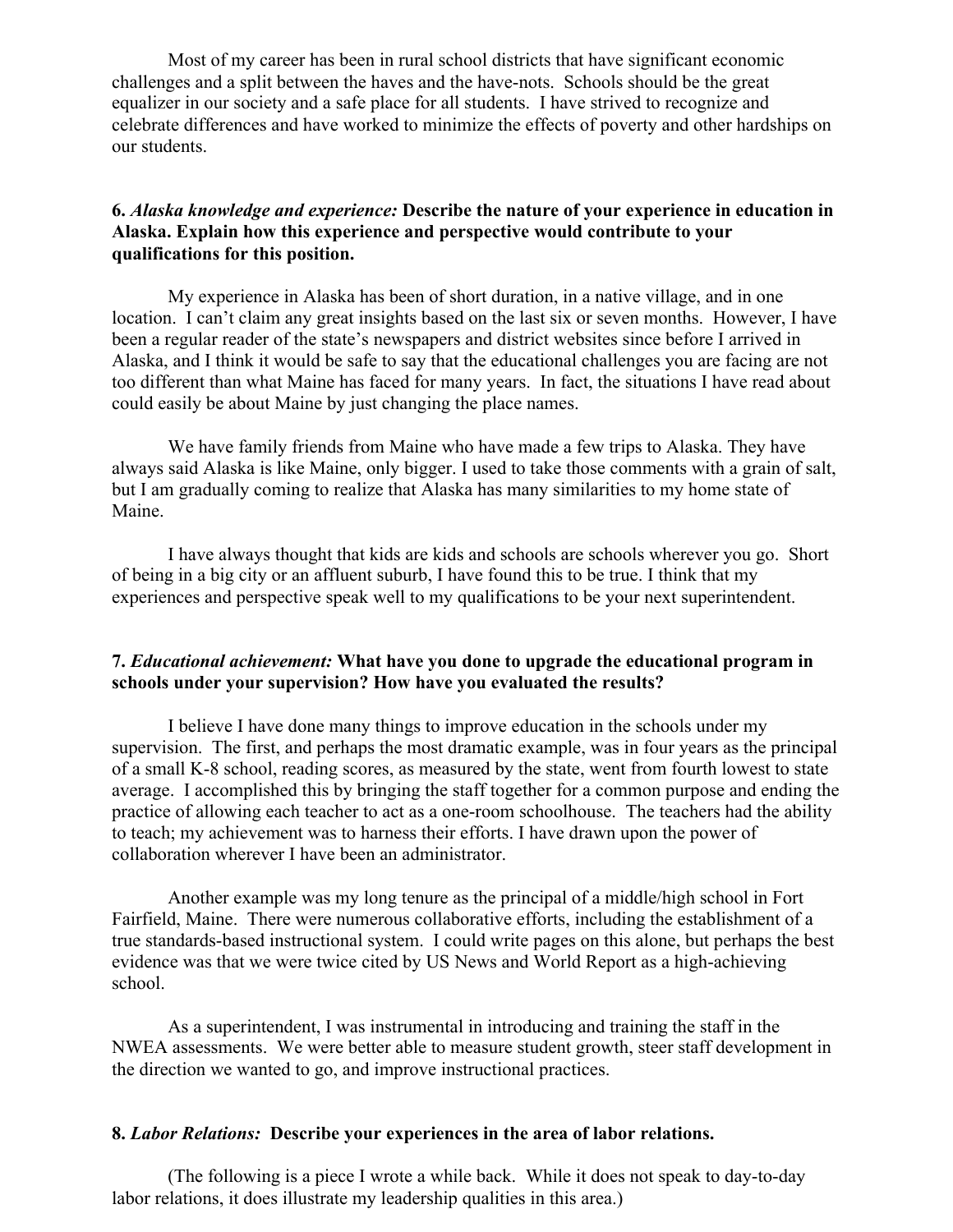Most of my career has been in rural school districts that have significant economic challenges and a split between the haves and the have-nots. Schools should be the great equalizer in our society and a safe place for all students. I have strived to recognize and celebrate differences and have worked to minimize the effects of poverty and other hardships on our students.

**6. *Alaska knowledge and experience:* Describe the nature of your experience in education in Alaska. Explain how this experience and perspective would contribute to your qualifications for this position.**

My experience in Alaska has been of short duration, in a native village, and in one location. I can't claim any great insights based on the last six or seven months. However, I have been a regular reader of the state's newspapers and district websites since before I arrived in Alaska, and I think it would be safe to say that the educational challenges you are facing are not too different than what Maine has faced for many years. In fact, the situations I have read about could easily be about Maine by just changing the place names.

We have family friends from Maine who have made a few trips to Alaska. They have always said Alaska is like Maine, only bigger. I used to take those comments with a grain of salt, but I am gradually coming to realize that Alaska has many similarities to my home state of Maine.

I have always thought that kids are kids and schools are schools wherever you go. Short of being in a big city or an affluent suburb, I have found this to be true. I think that my experiences and perspective speak well to my qualifications to be your next superintendent.

**7. *Educational achievement:* What have you done to upgrade the educational program in schools under your supervision? How have you evaluated the results?**

I believe I have done many things to improve education in the schools under my supervision. The first, and perhaps the most dramatic example, was in four years as the principal of a small K-8 school, reading scores, as measured by the state, went from fourth lowest to state average. I accomplished this by bringing the staff together for a common purpose and ending the practice of allowing each teacher to act as a one-room schoolhouse. The teachers had the ability to teach; my achievement was to harness their efforts. I have drawn upon the power of collaboration wherever I have been an administrator.

Another example was my long tenure as the principal of a middle/high school in Fort Fairfield, Maine. There were numerous collaborative efforts, including the establishment of a true standards-based instructional system. I could write pages on this alone, but perhaps the best evidence was that we were twice cited by US News and World Report as a high-achieving school.

As a superintendent, I was instrumental in introducing and training the staff in the NWEA assessments. We were better able to measure student growth, steer staff development in the direction we wanted to go, and improve instructional practices.

**8. *Labor Relations:* Describe your experiences in the area of labor relations.**

(The following is a piece I wrote a while back. While it does not speak to day-to-day labor relations, it does illustrate my leadership qualities in this area.)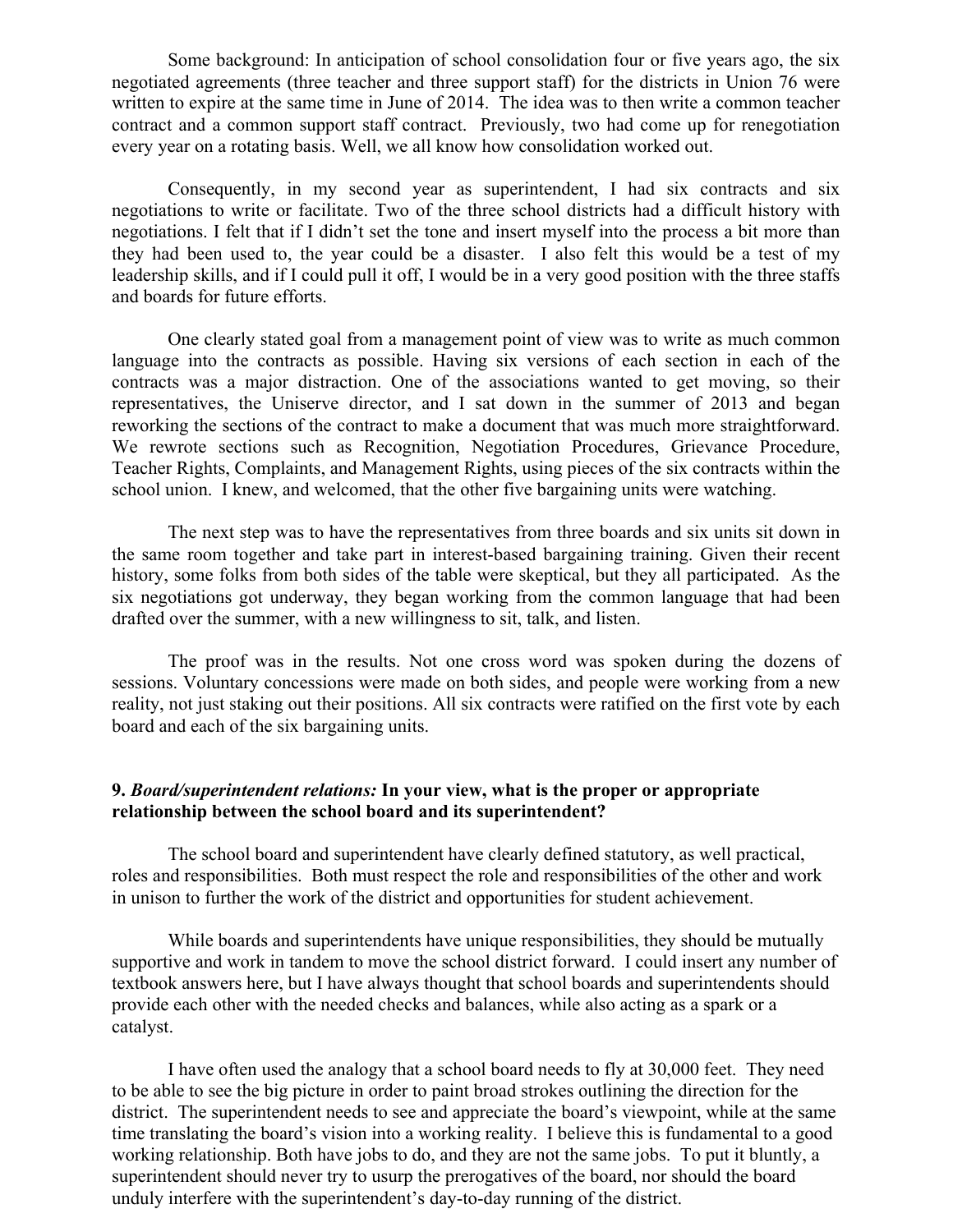Some background: In anticipation of school consolidation four or five years ago, the six negotiated agreements (three teacher and three support staff) for the districts in Union 76 were written to expire at the same time in June of 2014. The idea was to then write a common teacher contract and a common support staff contract. Previously, two had come up for renegotiation every year on a rotating basis. Well, we all know how consolidation worked out.

Consequently, in my second year as superintendent, I had six contracts and six negotiations to write or facilitate. Two of the three school districts had a difficult history with negotiations. I felt that if I didn't set the tone and insert myself into the process a bit more than they had been used to, the year could be a disaster. I also felt this would be a test of my leadership skills, and if I could pull it off, I would be in a very good position with the three staffs and boards for future efforts.

One clearly stated goal from a management point of view was to write as much common language into the contracts as possible. Having six versions of each section in each of the contracts was a major distraction. One of the associations wanted to get moving, so their representatives, the Uniserve director, and I sat down in the summer of 2013 and began reworking the sections of the contract to make a document that was much more straightforward. We rewrote sections such as Recognition, Negotiation Procedures, Grievance Procedure, Teacher Rights, Complaints, and Management Rights, using pieces of the six contracts within the school union. I knew, and welcomed, that the other five bargaining units were watching.

The next step was to have the representatives from three boards and six units sit down in the same room together and take part in interest-based bargaining training. Given their recent history, some folks from both sides of the table were skeptical, but they all participated. As the six negotiations got underway, they began working from the common language that had been drafted over the summer, with a new willingness to sit, talk, and listen.

The proof was in the results. Not one cross word was spoken during the dozens of sessions. Voluntary concessions were made on both sides, and people were working from a new reality, not just staking out their positions. All six contracts were ratified on the first vote by each board and each of the six bargaining units.

**9. *Board/superintendent relations:* In your view, what is the proper or appropriate relationship between the school board and its superintendent?**

The school board and superintendent have clearly defined statutory, as well practical, roles and responsibilities. Both must respect the role and responsibilities of the other and work in unison to further the work of the district and opportunities for student achievement.

While boards and superintendents have unique responsibilities, they should be mutually supportive and work in tandem to move the school district forward. I could insert any number of textbook answers here, but I have always thought that school boards and superintendents should provide each other with the needed checks and balances, while also acting as a spark or a catalyst.

I have often used the analogy that a school board needs to fly at 30,000 feet. They need to be able to see the big picture in order to paint broad strokes outlining the direction for the district. The superintendent needs to see and appreciate the board's viewpoint, while at the same time translating the board's vision into a working reality. I believe this is fundamental to a good working relationship. Both have jobs to do, and they are not the same jobs. To put it bluntly, a superintendent should never try to usurp the prerogatives of the board, nor should the board unduly interfere with the superintendent's day-to-day running of the district.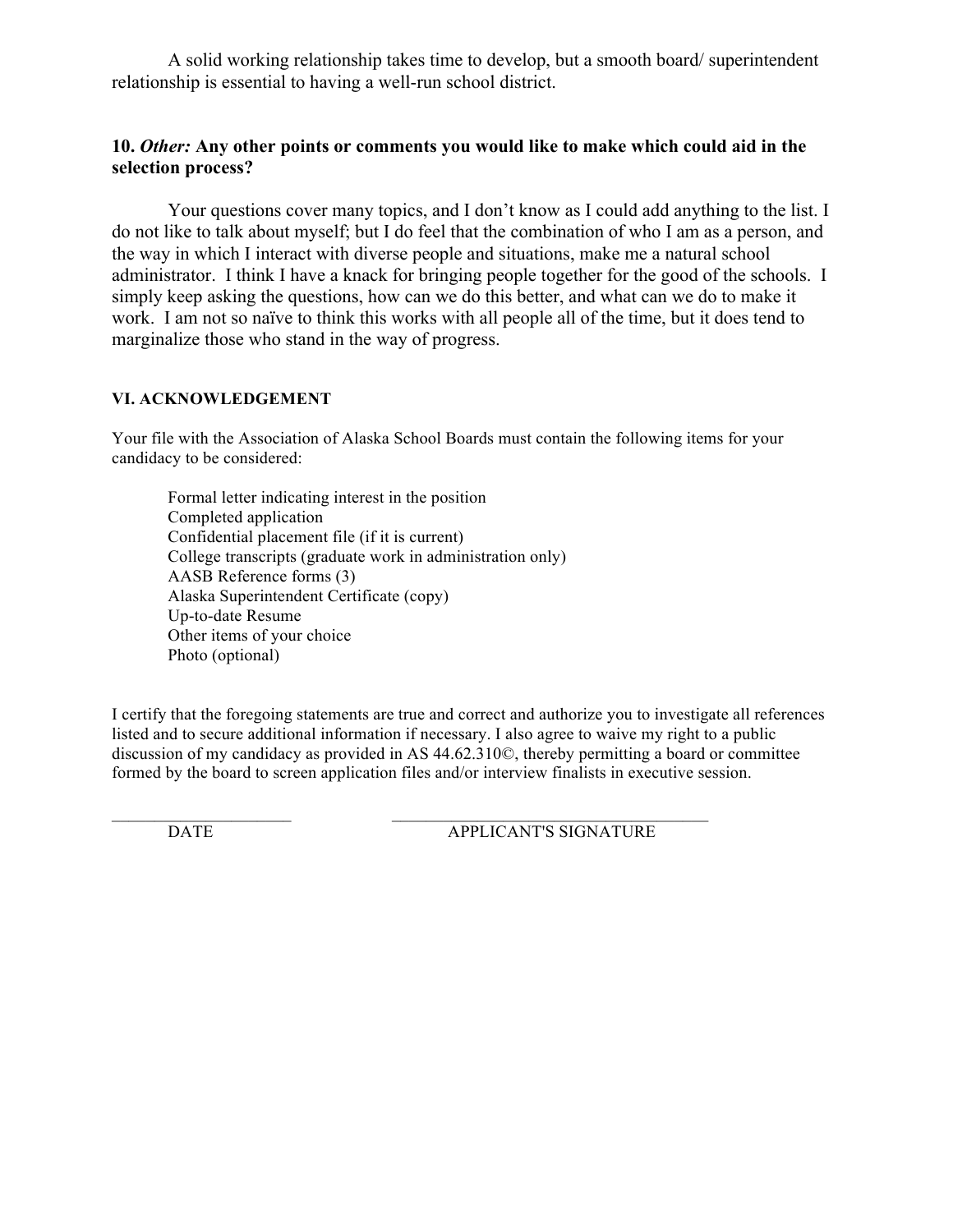A solid working relationship takes time to develop, but a smooth board/ superintendent relationship is essential to having a well-run school district.

**10.** ***Other:*** **Any other points or comments you would like to make which could aid in the selection process?**

Your questions cover many topics, and I don't know as I could add anything to the list. I do not like to talk about myself; but I do feel that the combination of who I am as a person, and the way in which I interact with diverse people and situations, make me a natural school administrator. I think I have a knack for bringing people together for the good of the schools. I simply keep asking the questions, how can we do this better, and what can we do to make it work. I am not so naïve to think this works with all people all of the time, but it does tend to marginalize those who stand in the way of progress.

**VI. ACKNOWLEDGEMENT**

Your file with the Association of Alaska School Boards must contain the following items for your candidacy to be considered:

Formal letter indicating interest in the position
Completed application
Confidential placement file (if it is current)
College transcripts (graduate work in administration only)
AASB Reference forms (3)
Alaska Superintendent Certificate (copy)
Up-to-date Resume
Other items of your choice
Photo (optional)

I certify that the foregoing statements are true and correct and authorize you to investigate all references listed and to secure additional information if necessary. I also agree to waive my right to a public discussion of my candidacy as provided in AS 44.62.310©, thereby permitting a board or committee formed by the board to screen application files and/or interview finalists in executive session.

\_\_\_\_\_\_\_\_\_\_\_\_\_\_\_\_\_\_\_\_\_\_ DATE

\_\_\_\_\_\_\_\_\_\_\_\_\_\_\_\_\_\_\_\_\_\_\_\_\_\_\_\_\_\_\_\_\_\_\_\_\_\_\_ APPLICANT'S SIGNATURE